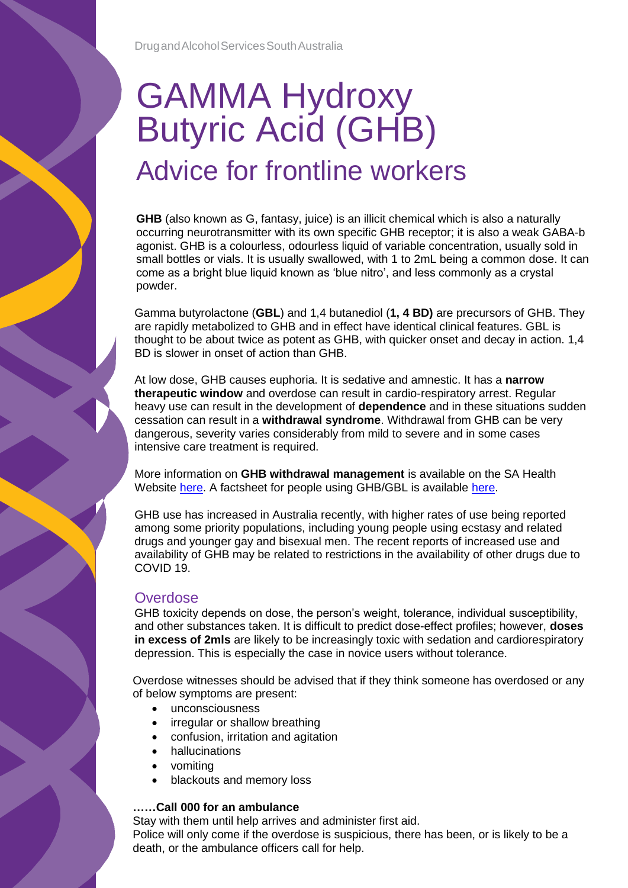Drug and Alcohol Services South Australia

# GAMMA Hydroxy Butyric Acid (GHB)

## Advice for frontline workers

**GHB** (also known as G, fantasy, juice) is an illicit chemical which is also a naturally occurring neurotransmitter with its own specific GHB receptor; it is also a weak GABA-b agonist. GHB is a colourless, odourless liquid of variable concentration, usually sold in small bottles or vials. It is usually swallowed, with 1 to 2mL being a common dose. It can come as a bright blue liquid known as 'blue nitro', and less commonly as a crystal powder.

Gamma butyrolactone (**GBL**) and 1,4 butanediol (**1, 4 BD)** are precursors of GHB. They are rapidly metabolized to GHB and in effect have identical clinical features. GBL is thought to be about twice as potent as GHB, with quicker onset and decay in action. 1,4 BD is slower in onset of action than GHB.

At low dose, GHB causes euphoria. It is sedative and amnestic. It has a **narrow therapeutic window** and overdose can result in cardio-respiratory arrest. Regular heavy use can result in the development of **dependence** and in these situations sudden cessation can result in a **withdrawal syndrome**. Withdrawal from GHB can be very dangerous, severity varies considerably from mild to severe and in some cases intensive care treatment is required.

More information on **GHB withdrawal management** is available on the SA Health Website here. A factsheet for people using GHB/GBL is available here.

GHB use has increased in Australia recently, with higher rates of use being reported among some priority populations, including young people using ecstasy and related drugs and younger gay and bisexual men. The recent reports of increased use and availability of GHB may be related to restrictions in the availability of other drugs due to COVID 19.

### Overdose

GHB toxicity depends on dose, the person's weight, tolerance, individual susceptibility, and other substances taken. It is difficult to predict dose-effect profiles; however, **doses in excess of 2mls** are likely to be increasingly toxic with sedation and cardiorespiratory depression. This is especially the case in novice users without tolerance.

Overdose witnesses should be advised that if they think someone has overdosed or any of below symptoms are present:

- unconsciousness
- irregular or shallow breathing
- confusion, irritation and agitation
- hallucinations
- vomiting
- blackouts and memory loss

**……Call 000 for an ambulance**

Stay with them until help arrives and administer first aid.
Police will only come if the overdose is suspicious, there has been, or is likely to be a death, or the ambulance officers call for help.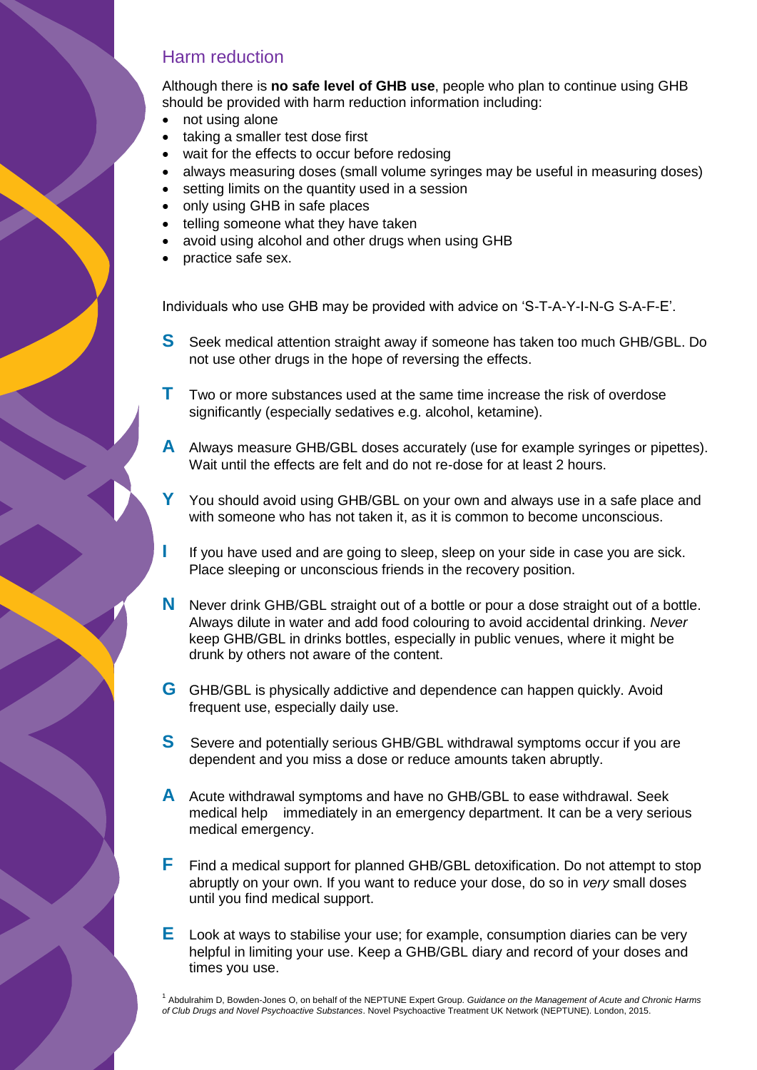## Harm reduction

Although there is **no safe level of GHB use**, people who plan to continue using GHB should be provided with harm reduction information including:

- not using alone
- taking a smaller test dose first
- wait for the effects to occur before redosing
- always measuring doses (small volume syringes may be useful in measuring doses)
- setting limits on the quantity used in a session
- only using GHB in safe places
- telling someone what they have taken
- avoid using alcohol and other drugs when using GHB
- practice safe sex.

Individuals who use GHB may be provided with advice on 'S-T-A-Y-I-N-G S-A-F-E'.

**S** Seek medical attention straight away if someone has taken too much GHB/GBL. Do not use other drugs in the hope of reversing the effects.

**T** Two or more substances used at the same time increase the risk of overdose significantly (especially sedatives e.g. alcohol, ketamine).

**A** Always measure GHB/GBL doses accurately (use for example syringes or pipettes). Wait until the effects are felt and do not re-dose for at least 2 hours.

**Y** You should avoid using GHB/GBL on your own and always use in a safe place and with someone who has not taken it, as it is common to become unconscious.

**I** If you have used and are going to sleep, sleep on your side in case you are sick. Place sleeping or unconscious friends in the recovery position.

**N** Never drink GHB/GBL straight out of a bottle or pour a dose straight out of a bottle. Always dilute in water and add food colouring to avoid accidental drinking. *Never* keep GHB/GBL in drinks bottles, especially in public venues, where it might be drunk by others not aware of the content.

**G** GHB/GBL is physically addictive and dependence can happen quickly. Avoid frequent use, especially daily use.

**S** Severe and potentially serious GHB/GBL withdrawal symptoms occur if you are dependent and you miss a dose or reduce amounts taken abruptly.

**A** Acute withdrawal symptoms and have no GHB/GBL to ease withdrawal. Seek medical help immediately in an emergency department. It can be a very serious medical emergency.

**F** Find a medical support for planned GHB/GBL detoxification. Do not attempt to stop abruptly on your own. If you want to reduce your dose, do so in *very* small doses until you find medical support.

**E** Look at ways to stabilise your use; for example, consumption diaries can be very helpful in limiting your use. Keep a GHB/GBL diary and record of your doses and times you use.

[1] Abdulrahim D, Bowden-Jones O, on behalf of the NEPTUNE Expert Group. *Guidance on the Management of Acute and Chronic Harms of Club Drugs and Novel Psychoactive Substances*. Novel Psychoactive Treatment UK Network (NEPTUNE). London, 2015.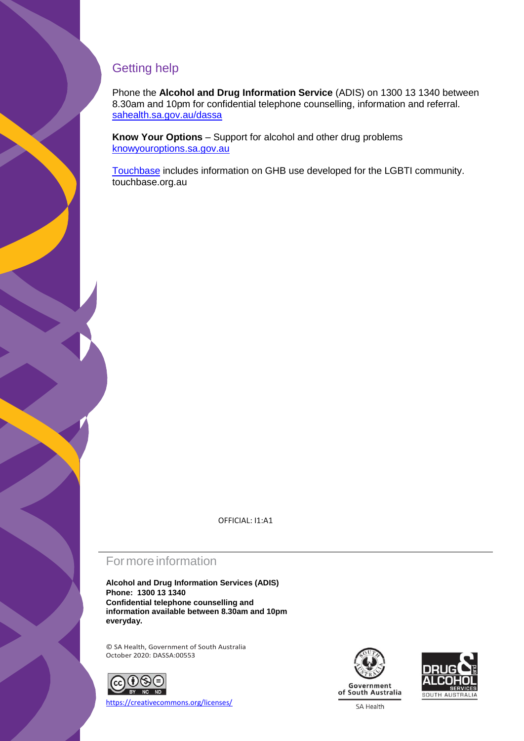## Getting help

Phone the **Alcohol and Drug Information Service** (ADIS) on 1300 13 1340 between 8.30am and 10pm for confidential telephone counselling, information and referral. sahealth.sa.gov.au/dassa

**Know Your Options** – Support for alcohol and other drug problems knowyouroptions.sa.gov.au

Touchbase includes information on GHB use developed for the LGBTI community. touchbase.org.au

OFFICIAL: I1:A1

## For more information

**Alcohol and Drug Information Services (ADIS)**
**Phone: 1300 13 1340**
**Confidential telephone counselling and information available between 8.30am and 10pm everyday.**

© SA Health, Government of South Australia
October 2020: DASSA:00553

https://creativecommons.org/licenses/

Government of South Australia
SA Health

DRUG and ALCOHOL SERVICES SOUTH AUSTRALIA